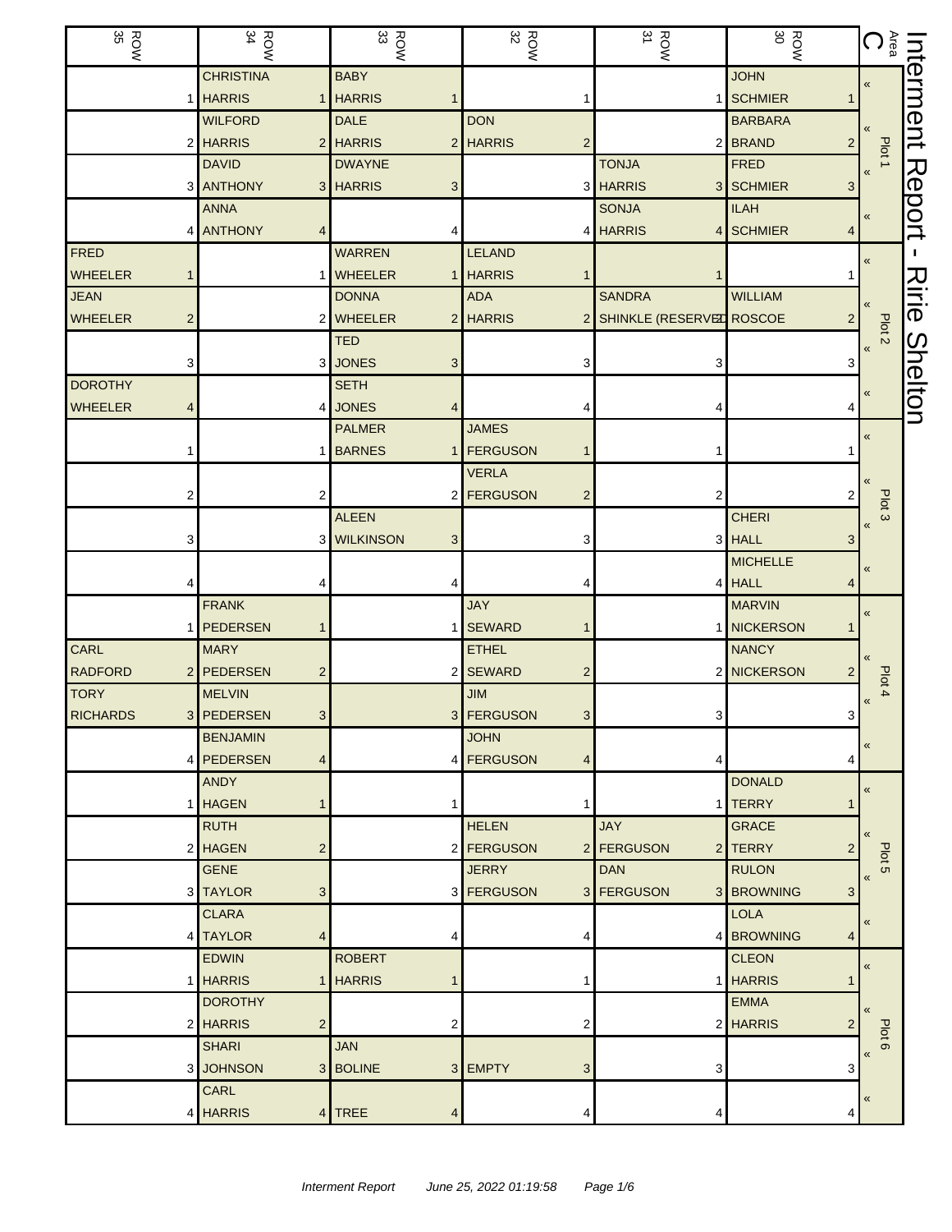# Interment Report - Ririe Shelton

| ROW 35 | ROW 34 | ROW 33 | ROW 32 | ROW 31 | ROW 30 | Area C |
|---|---|---|---|---|---|---|
| 1 | CHRISTINA HARRIS 1 | BABY HARRIS 1 | 1 | 1 | JOHN SCHMIER 1 | « Plot 1 |
| 2 | WILFORD HARRIS 2 | DALE HARRIS 2 | DON HARRIS 2 | 2 | BARBARA BRAND 2 | « |
| 3 | DAVID ANTHONY 3 | DWAYNE HARRIS 3 | 3 | TONJA HARRIS 3 | FRED SCHMIER 3 | « |
| 4 | ANNA ANTHONY 4 | 4 | 4 | SONJA HARRIS 4 | ILAH SCHMIER 4 | « |
| FRED WHEELER 1 | 1 | WARREN WHEELER 1 | LELAND HARRIS 1 | 1 | 1 | « Plot 2 |
| JEAN WHEELER 2 | 2 | DONNA WHEELER 2 | ADA HARRIS 2 | SANDRA SHINKLE (RESERVED) 2 | WILLIAM ROSCOE 2 | « |
| 3 | 3 | TED JONES 3 | 3 | 3 | 3 | « |
| DOROTHY WHEELER 4 | 4 | SETH JONES 4 | 4 | 4 | 4 | « |
| 1 | 1 | PALMER BARNES 1 | JAMES FERGUSON 1 | 1 | 1 | « Plot 3 |
| 2 | 2 | 2 | VERLA FERGUSON 2 | 2 | 2 | « |
| 3 | 3 | ALEEN WILKINSON 3 | 3 | 3 | CHERI HALL 3 | « |
| 4 | 4 | 4 | 4 | 4 | MICHELLE HALL 4 | « |
| 1 | FRANK PEDERSEN 1 | 1 | JAY SEWARD 1 | 1 | MARVIN NICKERSON 1 | « Plot 4 |
| CARL RADFORD 2 | MARY PEDERSEN 2 | 2 | ETHEL SEWARD 2 | 2 | NANCY NICKERSON 2 | « |
| TORY RICHARDS 3 | MELVIN PEDERSEN 3 | 3 | JIM FERGUSON 3 | 3 | 3 | « |
| 4 | BENJAMIN PEDERSEN 4 | 4 | JOHN FERGUSON 4 | 4 | 4 | « |
| 1 | ANDY HAGEN 1 | 1 | 1 | 1 | DONALD TERRY 1 | « Plot 5 |
| 2 | RUTH HAGEN 2 | 2 | HELEN FERGUSON 2 | JAY FERGUSON 2 | GRACE TERRY 2 | « |
| 3 | GENE TAYLOR 3 | 3 | JERRY FERGUSON 3 | DAN FERGUSON 3 | RULON BROWNING 3 | « |
| 4 | CLARA TAYLOR 4 | 4 | 4 | 4 | LOLA BROWNING 4 | « |
| 1 | EDWIN HARRIS 1 | ROBERT HARRIS 1 | 1 | 1 | CLEON HARRIS 1 | « Plot 6 |
| 2 | DOROTHY HARRIS 2 | 2 | 2 | 2 | EMMA HARRIS 2 | « |
| 3 | SHARI JOHNSON 3 | JAN BOLINE 3 | EMPTY 3 | 3 | 3 | « |
| 4 | CARL HARRIS 4 | TREE 4 | 4 | 4 | 4 | « |

*Interment Report June 25, 2022 01:19:58*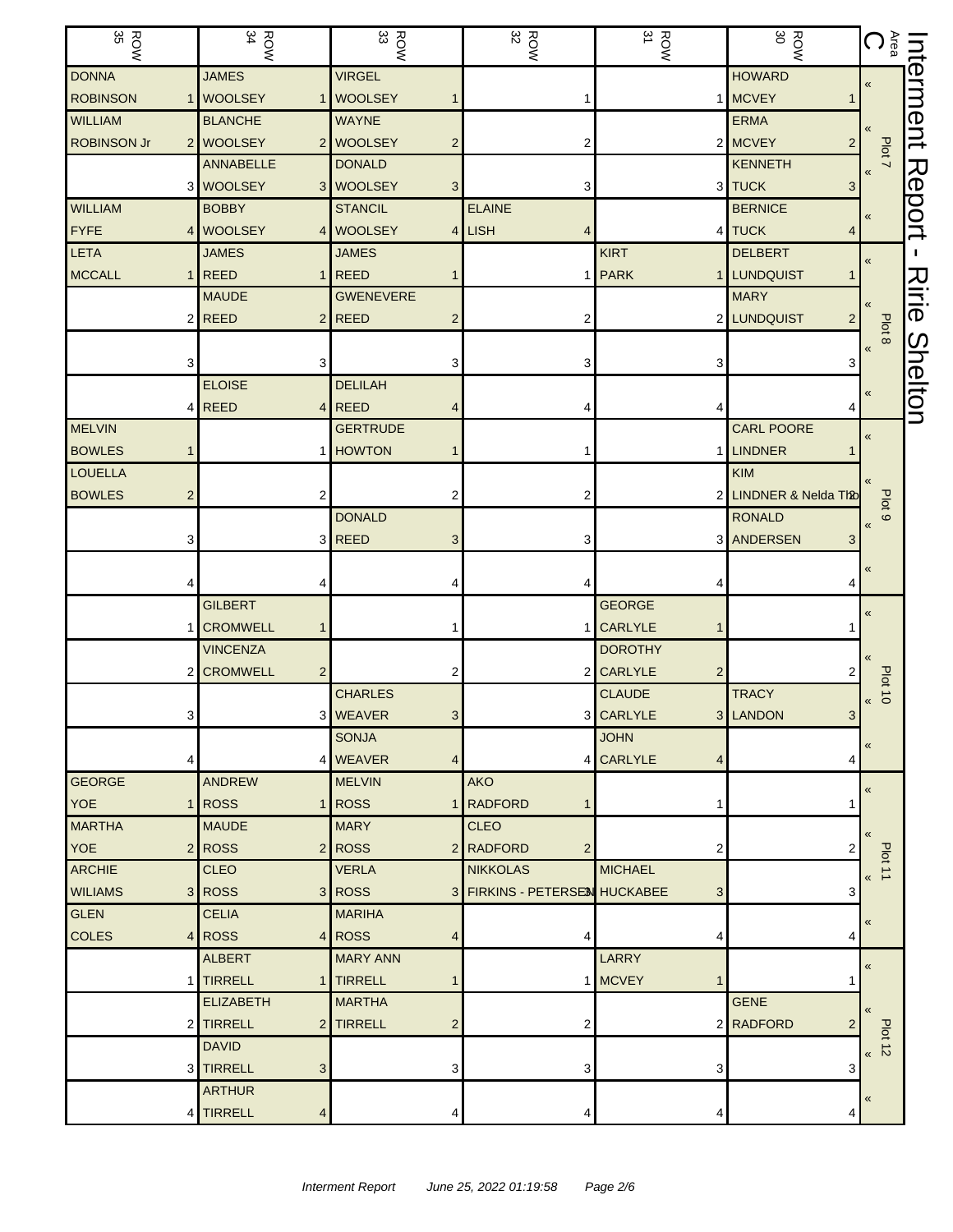# Interment Report - Ririe Shelton

Area C

| ROW 35 | ROW 34 | ROW 33 | ROW 32 | ROW 31 | ROW 30 | Area C |
|---|---|---|---|---|---|---|
| DONNA ROBINSON 1 | JAMES WOOLSEY 1 | VIRGEL WOOLSEY 1 | 1 | 1 | HOWARD MCVEY 1 | Plot 7 |
| WILLIAM ROBINSON Jr 2 | BLANCHE WOOLSEY 2 | WAYNE WOOLSEY 2 | 2 | 2 | ERMA MCVEY 2 | |
| 3 | ANNABELLE WOOLSEY 3 | DONALD WOOLSEY 3 | 3 | 3 | KENNETH TUCK 3 | |
| WILLIAM FYFE 4 | BOBBY WOOLSEY 4 | STANCIL WOOLSEY 4 | ELAINE LISH 4 | 4 | BERNICE TUCK 4 | |
| LETA MCCALL 1 | JAMES REED 1 | JAMES REED 1 | 1 | KIRT PARK 1 | DELBERT LUNDQUIST 1 | Plot 8 |
| 2 | MAUDE REED 2 | GWENEVERE REED 2 | 2 | 2 | MARY LUNDQUIST 2 | |
| 3 | 3 | 3 | 3 | 3 | 3 | |
| 4 | ELOISE REED 4 | DELILAH REED 4 | 4 | 4 | 4 | |
| MELVIN BOWLES 1 | 1 | GERTRUDE HOWTON 1 | 1 | 1 | CARL POORE LINDNER 1 | Plot 9 |
| LOUELLA BOWLES 2 | 2 | 2 | 2 | 2 | KIM LINDNER & Nelda Tho 2 | |
| 3 | 3 | DONALD REED 3 | 3 | 3 | RONALD ANDERSEN 3 | |
| 4 | 4 | 4 | 4 | 4 | 4 | |
| 1 | GILBERT CROMWELL 1 | 1 | 1 | GEORGE CARLYLE 1 | 1 | Plot 10 |
| 2 | VINCENZA CROMWELL 2 | 2 | 2 | DOROTHY CARLYLE 2 | 2 | |
| 3 | 3 | CHARLES WEAVER 3 | 3 | CLAUDE CARLYLE 3 | TRACY LANDON 3 | |
| 4 | 4 | SONJA WEAVER 4 | 4 | JOHN CARLYLE 4 | 4 | |
| GEORGE YOE 1 | ANDREW ROSS 1 | MELVIN ROSS 1 | AKO RADFORD 1 | 1 | 1 | Plot 11 |
| MARTHA YOE 2 | MAUDE ROSS 2 | MARY ROSS 2 | CLEO RADFORD 2 | 2 | 2 | |
| ARCHIE WILIAMS 3 | CLEO ROSS 3 | VERLA ROSS 3 | NIKKOLAS FIRKINS - PETERSEN 3 | MICHAEL HUCKABEE 3 | 3 | |
| GLEN COLES 4 | CELIA ROSS 4 | MARIHA ROSS 4 | 4 | 4 | 4 | |
| 1 | ALBERT TIRRELL 1 | MARY ANN TIRRELL 1 | 1 | LARRY MCVEY 1 | 1 | Plot 12 |
| 2 | ELIZABETH TIRRELL 2 | MARTHA TIRRELL 2 | 2 | 2 | GENE RADFORD 2 | |
| 3 | DAVID TIRRELL 3 | 3 | 3 | 3 | 3 | |
| 4 | ARTHUR TIRRELL 4 | 4 | 4 | 4 | 4 | |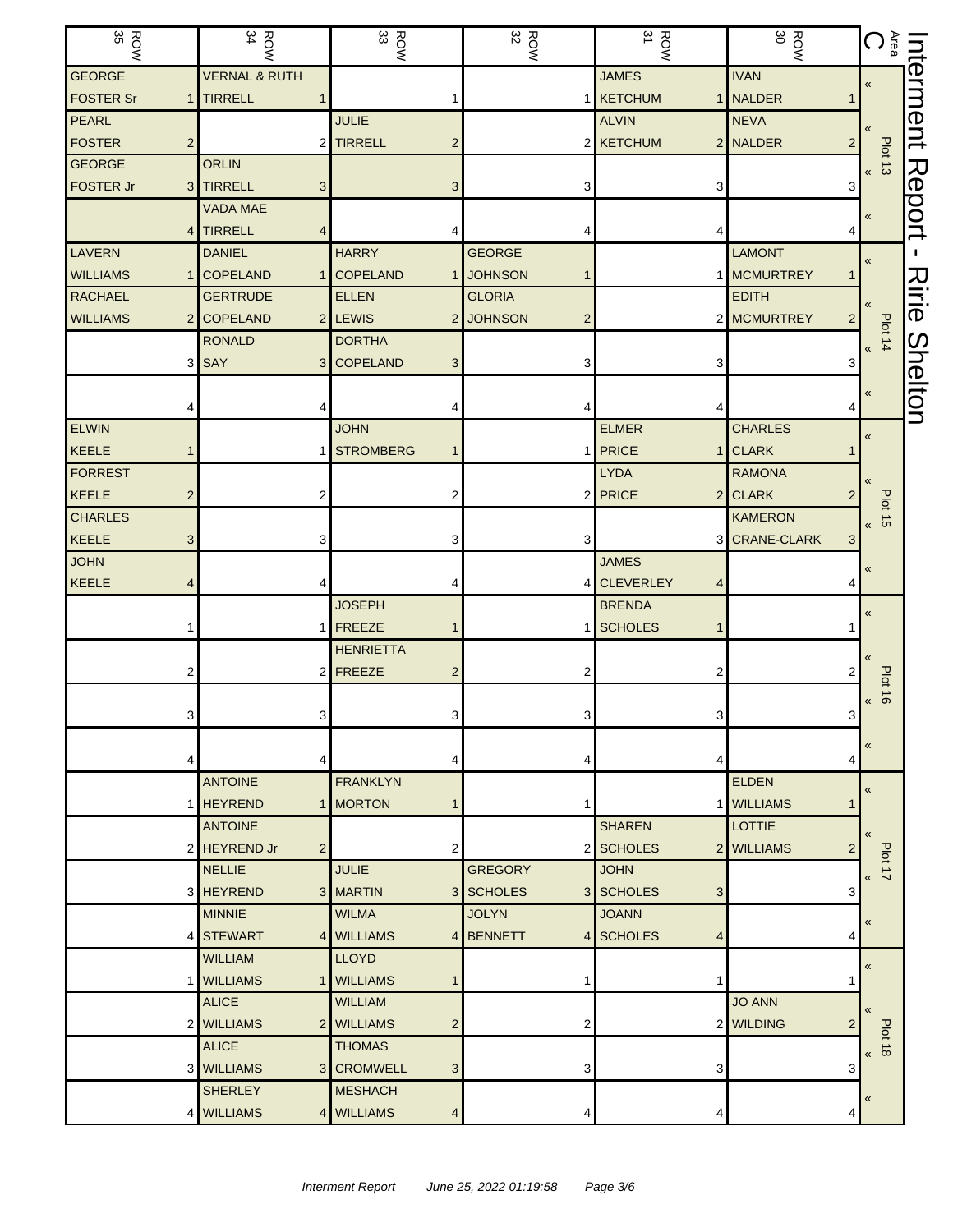# Interment Report - Ririe Shelton

Area C

| ROW 35 | ROW 34 | ROW 33 | ROW 32 | ROW 31 | ROW 30 | Plot |
|---|---|---|---|---|---|---|
| GEORGE FOSTER Sr 1 | VERNAL & RUTH TIRRELL 1 | 1 | 1 | JAMES KETCHUM 1 | IVAN NALDER 1 | Plot 13 |
| PEARL FOSTER 2 | 2 | JULIE TIRRELL 2 | 2 | ALVIN KETCHUM 2 | NEVA NALDER 2 | |
| GEORGE FOSTER Jr 3 | ORLIN TIRRELL 3 | 3 | 3 | 3 | 3 | |
| 4 | VADA MAE TIRRELL 4 | 4 | 4 | 4 | 4 | |
| LAVERN WILLIAMS 1 | DANIEL COPELAND 1 | HARRY COPELAND 1 | GEORGE JOHNSON 1 | 1 | LAMONT MCMURTREY 1 | Plot 14 |
| RACHAEL WILLIAMS 2 | GERTRUDE COPELAND 2 | ELLEN LEWIS 2 | GLORIA JOHNSON 2 | 2 | EDITH MCMURTREY 2 | |
| 3 | RONALD SAY 3 | DORTHA COPELAND 3 | 3 | 3 | 3 | |
| 4 | 4 | 4 | 4 | 4 | 4 | |
| ELWIN KEELE 1 | 1 | JOHN STROMBERG 1 | 1 | ELMER PRICE 1 | CHARLES CLARK 1 | Plot 15 |
| FORREST KEELE 2 | 2 | 2 | 2 | LYDA PRICE 2 | RAMONA CLARK 2 | |
| CHARLES KEELE 3 | 3 | 3 | 3 | 3 | KAMERON CRANE-CLARK 3 | |
| JOHN KEELE 4 | 4 | 4 | 4 | JAMES CLEVERLEY 4 | 4 | |
| 1 | 1 | JOSEPH FREEZE 1 | 1 | BRENDA SCHOLES 1 | 1 | Plot 16 |
| 2 | 2 | HENRIETTA FREEZE 2 | 2 | 2 | 2 | |
| 3 | 3 | 3 | 3 | 3 | 3 | |
| 4 | 4 | 4 | 4 | 4 | 4 | |
| 1 | ANTOINE HEYREND 1 | FRANKLYN MORTON 1 | 1 | 1 | ELDEN WILLIAMS 1 | Plot 17 |
| 2 | ANTOINE HEYREND Jr 2 | 2 | 2 | SHAREN SCHOLES 2 | LOTTIE WILLIAMS 2 | |
| 3 | NELLIE HEYREND 3 | JULIE MARTIN 3 | GREGORY SCHOLES 3 | JOHN SCHOLES 3 | 3 | |
| 4 | MINNIE STEWART 4 | WILMA WILLIAMS 4 | JOLYN BENNETT 4 | JOANN SCHOLES 4 | 4 | |
| 1 | WILLIAM WILLIAMS 1 | LLOYD WILLIAMS 1 | 1 | 1 | 1 | Plot 18 |
| 2 | ALICE WILLIAMS 2 | WILLIAM WILLIAMS 2 | 2 | 2 | JO ANN WILDING 2 | |
| 3 | ALICE WILLIAMS 3 | THOMAS CROMWELL 3 | 3 | 3 | 3 | |
| 4 | SHERLEY WILLIAMS 4 | MESHACH WILLIAMS 4 | 4 | 4 | 4 | |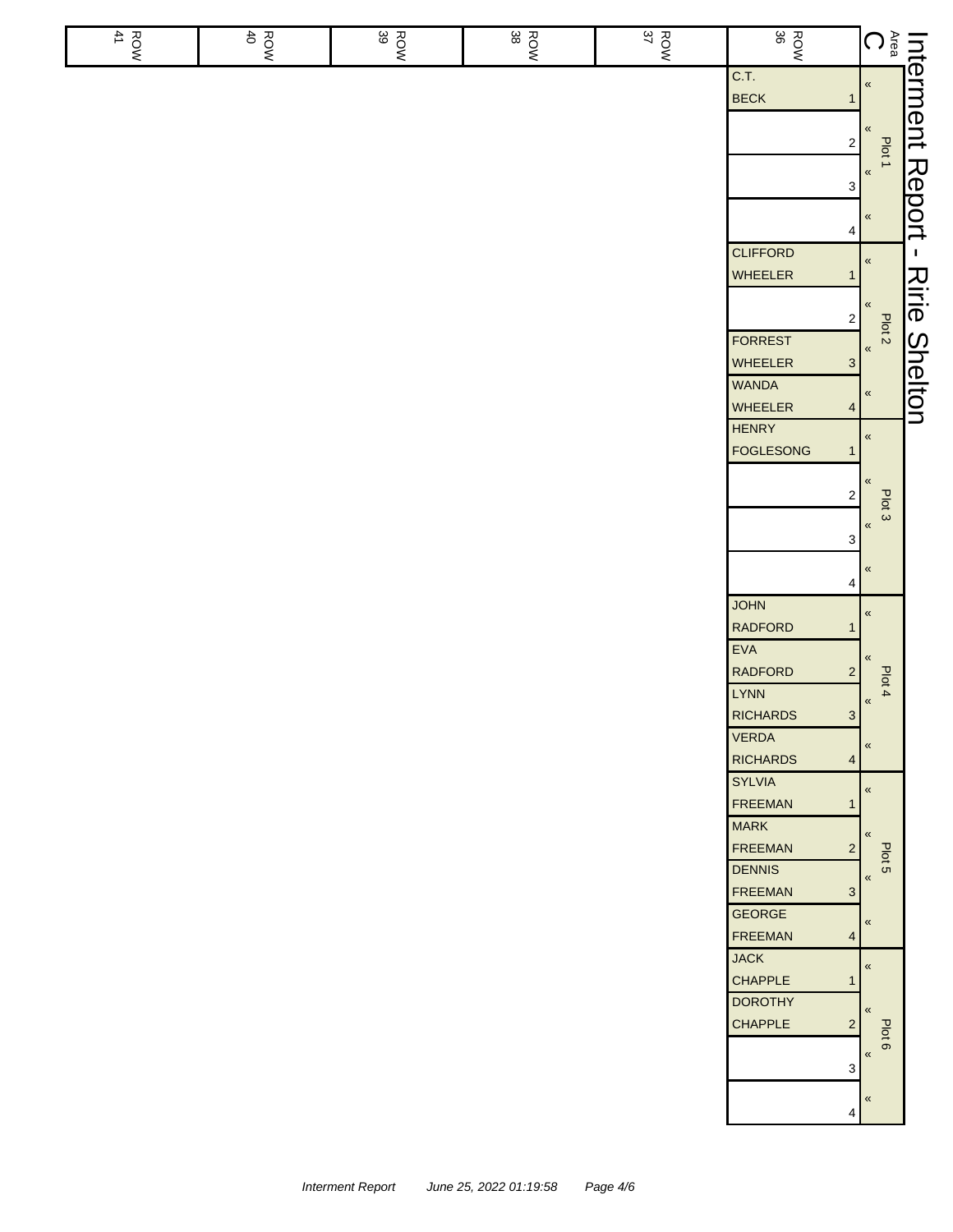# Interment Report - Ririe Shelton

Area C

| ROW 41 | ROW 40 | ROW 39 | ROW 38 | ROW 37 | ROW 36 | Plot |
|---|---|---|---|---|---|---|
| | | | | | C.T. BECK 1 | Plot 1 |
| | | | | | 2 | Plot 1 |
| | | | | | 3 | Plot 1 |
| | | | | | 4 | Plot 1 |
| | | | | | CLIFFORD WHEELER 1 | Plot 2 |
| | | | | | 2 | Plot 2 |
| | | | | | FORREST WHEELER 3 | Plot 2 |
| | | | | | WANDA WHEELER 4 | Plot 2 |
| | | | | | HENRY FOGLESONG 1 | Plot 3 |
| | | | | | 2 | Plot 3 |
| | | | | | 3 | Plot 3 |
| | | | | | 4 | Plot 3 |
| | | | | | JOHN RADFORD 1 | Plot 4 |
| | | | | | EVA RADFORD 2 | Plot 4 |
| | | | | | LYNN RICHARDS 3 | Plot 4 |
| | | | | | VERDA RICHARDS 4 | Plot 4 |
| | | | | | SYLVIA FREEMAN 1 | Plot 5 |
| | | | | | MARK FREEMAN 2 | Plot 5 |
| | | | | | DENNIS FREEMAN 3 | Plot 5 |
| | | | | | GEORGE FREEMAN 4 | Plot 5 |
| | | | | | JACK CHAPPLE 1 | Plot 6 |
| | | | | | DOROTHY CHAPPLE 2 | Plot 6 |
| | | | | | 3 | Plot 6 |
| | | | | | 4 | Plot 6 |

*Interment Report June 25, 2022 01:19:58*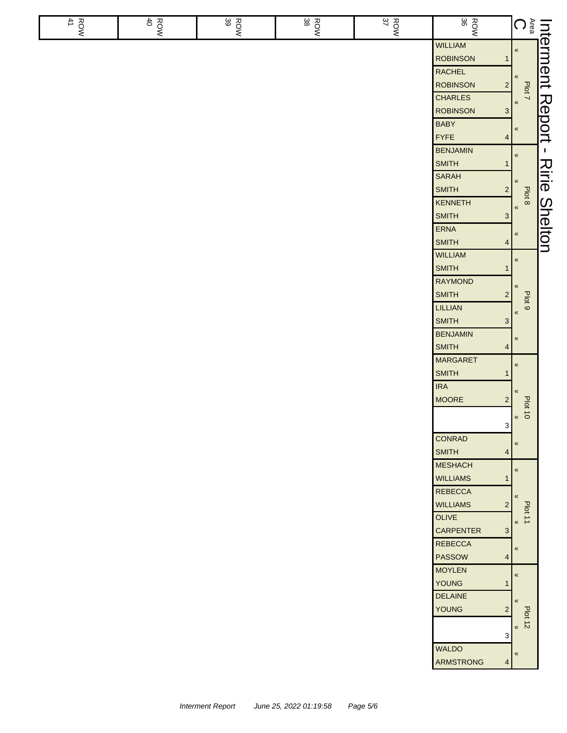# Interment Report - Ririe Shelton

Area C

| ROW 41 | ROW 40 | ROW 39 | ROW 38 | ROW 37 | ROW 36 | | |
|---|---|---|---|---|---|---|---|
| | | | | | WILLIAM ROBINSON | 1 | Plot 7 |
| | | | | | RACHEL ROBINSON | 2 | Plot 7 |
| | | | | | CHARLES ROBINSON | 3 | Plot 7 |
| | | | | | BABY FYFE | 4 | Plot 7 |
| | | | | | BENJAMIN SMITH | 1 | Plot 8 |
| | | | | | SARAH SMITH | 2 | Plot 8 |
| | | | | | KENNETH SMITH | 3 | Plot 8 |
| | | | | | ERNA SMITH | 4 | Plot 8 |
| | | | | | WILLIAM SMITH | 1 | Plot 9 |
| | | | | | RAYMOND SMITH | 2 | Plot 9 |
| | | | | | LILLIAN SMITH | 3 | Plot 9 |
| | | | | | BENJAMIN SMITH | 4 | Plot 9 |
| | | | | | MARGARET SMITH | 1 | Plot 10 |
| | | | | | IRA MOORE | 2 | Plot 10 |
| | | | | | | 3 | Plot 10 |
| | | | | | CONRAD SMITH | 4 | Plot 10 |
| | | | | | MESHACH WILLIAMS | 1 | Plot 11 |
| | | | | | REBECCA WILLIAMS | 2 | Plot 11 |
| | | | | | OLIVE CARPENTER | 3 | Plot 11 |
| | | | | | REBECCA PASSOW | 4 | Plot 11 |
| | | | | | MOYLEN YOUNG | 1 | Plot 12 |
| | | | | | DELAINE YOUNG | 2 | Plot 12 |
| | | | | | | 3 | Plot 12 |
| | | | | | WALDO ARMSTRONG | 4 | Plot 12 |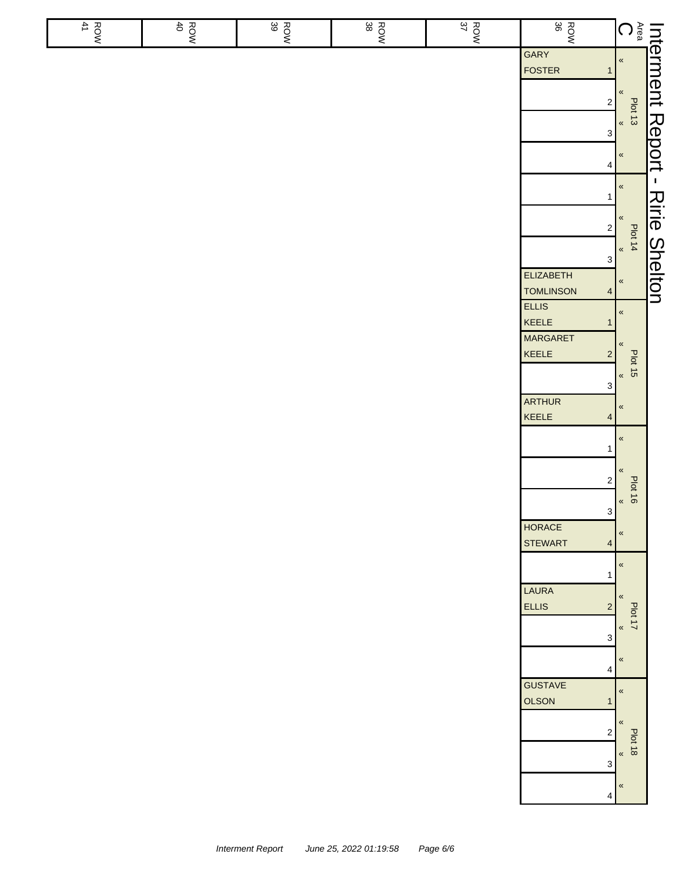# Interment Report - Ririe Shelton

| Area C | ROW 36 | ROW 37 | ROW 38 | ROW 39 | ROW 40 | ROW 41 |
|---|---|---|---|---|---|---|
| Plot 13 | GARY FOSTER 1 | | | | | |
| | 2 | | | | | |
| | 3 | | | | | |
| | 4 | | | | | |
| Plot 14 | 1 | | | | | |
| | 2 | | | | | |
| | 3 | | | | | |
| | ELIZABETH TOMLINSON 4 | | | | | |
| Plot 15 | ELLIS KEELE 1 | | | | | |
| | MARGARET KEELE 2 | | | | | |
| | 3 | | | | | |
| | ARTHUR KEELE 4 | | | | | |
| Plot 16 | 1 | | | | | |
| | 2 | | | | | |
| | 3 | | | | | |
| | HORACE STEWART 4 | | | | | |
| Plot 17 | 1 | | | | | |
| | LAURA ELLIS 2 | | | | | |
| | 3 | | | | | |
| | 4 | | | | | |
| Plot 18 | GUSTAVE OLSON 1 | | | | | |
| | 2 | | | | | |
| | 3 | | | | | |
| | 4 | | | | | |

*Interment Report June 25, 2022 01:19:58*